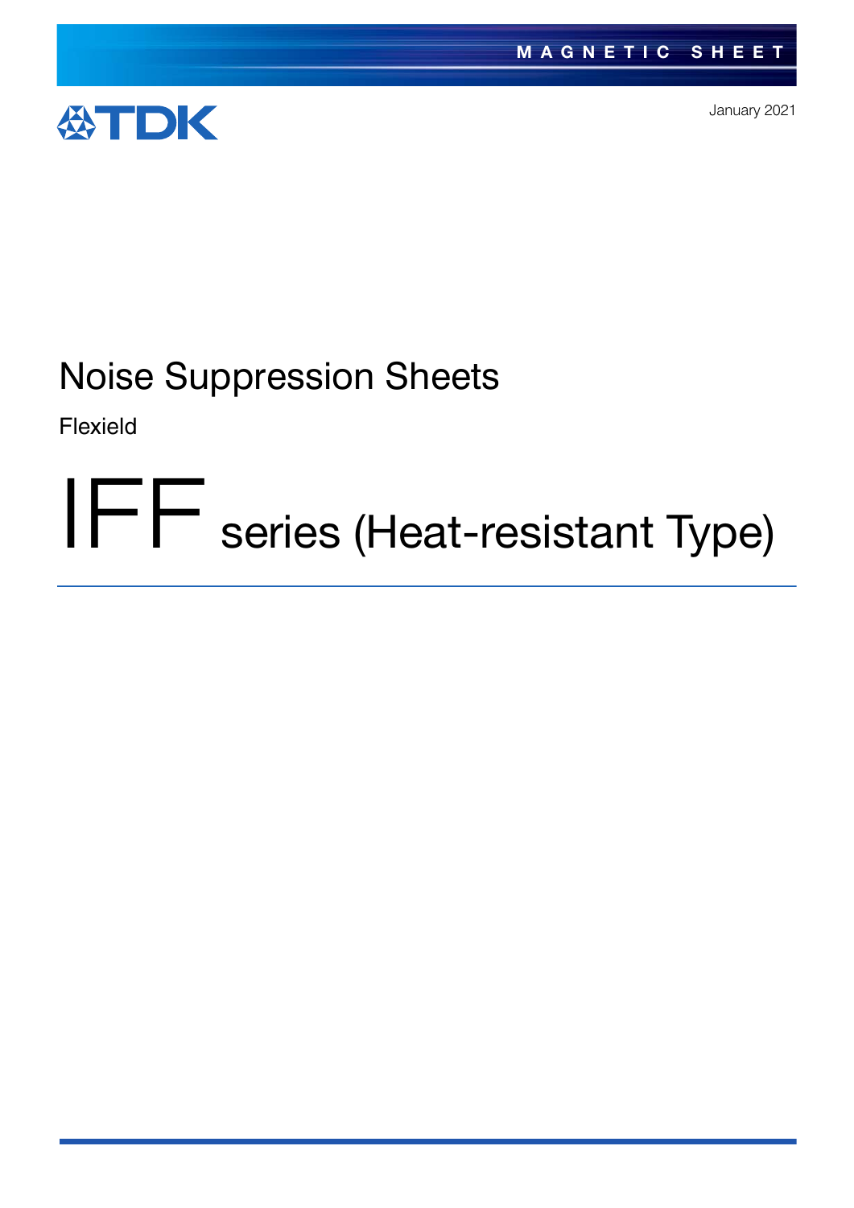MAGNETIC SHEET

TDK

January 2021

# Noise Suppression Sheets

Flexield

# IFF series (Heat-resistant Type)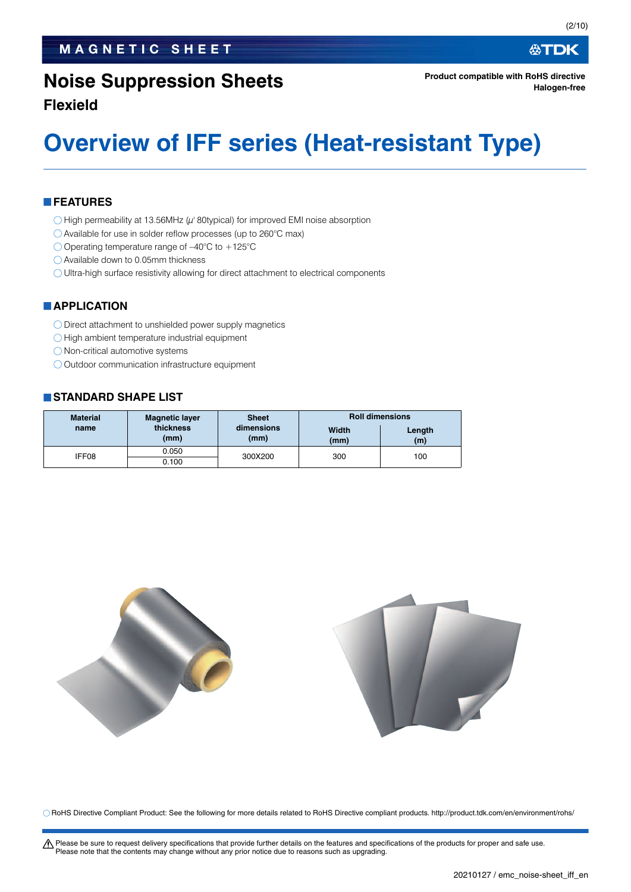MAGNETIC SHEET

# Noise Suppression Sheets

**Flexield**

**Product compatible with RoHS directive**
**Halogen-free**

# Overview of IFF series (Heat-resistant Type)

## FEATURES

- ○ High permeability at 13.56MHz ($\mu$' 80typical) for improved EMI noise absorption
- ○ Available for use in solder reflow processes (up to 260°C max)
- ○ Operating temperature range of –40°C to +125°C
- ○ Available down to 0.05mm thickness
- ○ Ultra-high surface resistivity allowing for direct attachment to electrical components

## APPLICATION

- ○ Direct attachment to unshielded power supply magnetics
- ○ High ambient temperature industrial equipment
- ○ Non-critical automotive systems
- ○ Outdoor communication infrastructure equipment

## STANDARD SHAPE LIST

| Material name | Magnetic layer thickness (mm) | Sheet dimensions (mm) | Roll dimensions | |
|---|---|---|---|---|
| | | | Width (mm) | Length (m) |
| IFF08 | 0.050 | 300X200 | 300 | 100 |
| | 0.100 | | | |

○ RoHS Directive Compliant Product: See the following for more details related to RoHS Directive compliant products. http://product.tdk.com/en/environment/rohs/

⚠ Please be sure to request delivery specifications that provide further details on the features and specifications of the products for proper and safe use.
Please note that the contents may change without any prior notice due to reasons such as upgrading.

20210127 / emc_noise-sheet_iff_en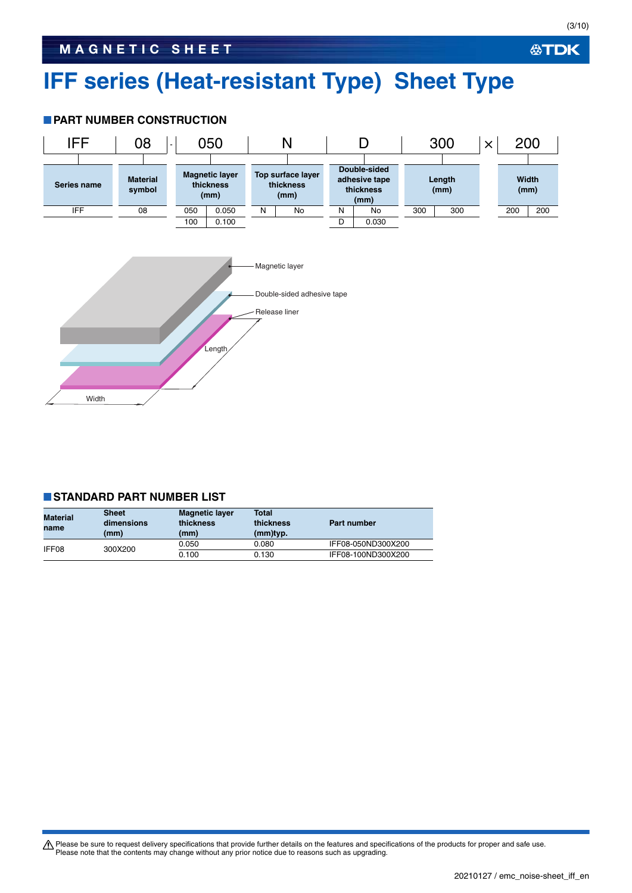# IFF series (Heat-resistant Type)  Sheet Type

## PART NUMBER CONSTRUCTION

| IFF | 08 | - | 050 | | N | | D | | 300 | | × | 200 | |
|---|---|---|---|---|---|---|---|---|---|---|---|---|---|
| Series name | Material symbol | | Magnetic layer thickness (mm) | | Top surface layer thickness (mm) | | Double-sided adhesive tape thickness (mm) | | Length (mm) | | | Width (mm) | |
| IFF | 08 | | 050 | 0.050 | N | No | N | No | 300 | 300 | | 200 | 200 |
| | | | 100 | 0.100 | | | D | 0.030 | | | | | |

Magnetic layer

Double-sided adhesive tape

Release liner

Length

Width

## STANDARD PART NUMBER LIST

| Material name | Sheet dimensions (mm) | Magnetic layer thickness (mm) | Total thickness (mm)typ. | Part number |
|---|---|---|---|---|
| IFF08 | 300X200 | 0.050 | 0.080 | IFF08-050ND300X200 |
| | | 0.100 | 0.130 | IFF08-100ND300X200 |

⚠ Please be sure to request delivery specifications that provide further details on the features and specifications of the products for proper and safe use.
Please note that the contents may change without any prior notice due to reasons such as upgrading.

20210127 / emc_noise-sheet_iff_en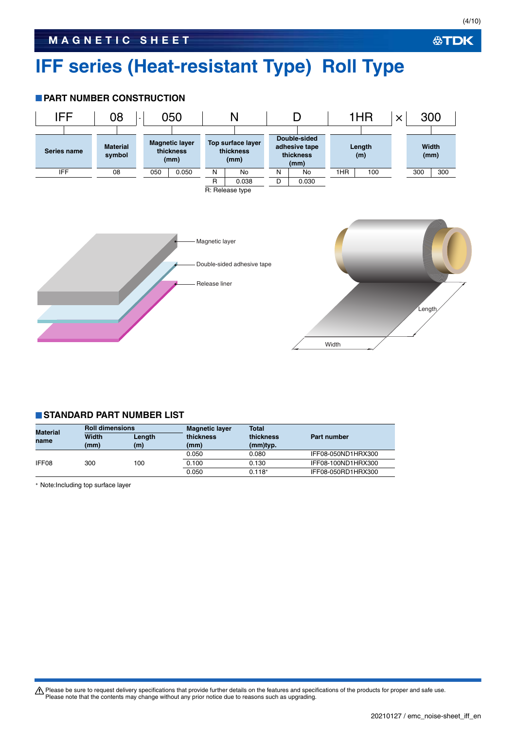# IFF series (Heat-resistant Type) Roll Type

## PART NUMBER CONSTRUCTION

| IFF | 08 | - | 050 | N | D | 1HR | × | 300 |
|---|---|---|---|---|---|---|---|---|
| Series name | Material symbol | | Magnetic layer thickness (mm) | Top surface layer thickness (mm) | Double-sided adhesive tape thickness (mm) | Length (m) | | Width (mm) |

**Series name**

| IFF |
|---|

**Material symbol**

| 08 |
|---|

**Magnetic layer thickness (mm)**

| Code | Thickness |
|---|---|
| 050 | 0.050 |

**Top surface layer thickness (mm)**

| Code | Thickness |
|---|---|
| N | No |
| R | 0.038 |

R: Release type

**Double-sided adhesive tape thickness (mm)**

| Code | Thickness |
|---|---|
| N | No |
| D | 0.030 |

**Length (m)**

| Code | Length |
|---|---|
| 1HR | 100 |

**Width (mm)**

| Code | Width |
|---|---|
| 300 | 300 |

Magnetic layer

Double-sided adhesive tape

Release liner

Length

Width

## STANDARD PART NUMBER LIST

| Material name | Roll dimensions Width (mm) | Roll dimensions Length (m) | Magnetic layer thickness (mm) | Total thickness (mm)typ. | Part number |
|---|---|---|---|---|---|
| IFF08 | 300 | 100 | 0.050 | 0.080 | IFF08-050ND1HRX300 |
| | | | 0.100 | 0.130 | IFF08-100ND1HRX300 |
| | | | 0.050 | 0.118* | IFF08-050RD1HRX300 |

* Note:Including top surface layer

⚠ Please be sure to request delivery specifications that provide further details on the features and specifications of the products for proper and safe use.
Please note that the contents may change without any prior notice due to reasons such as upgrading.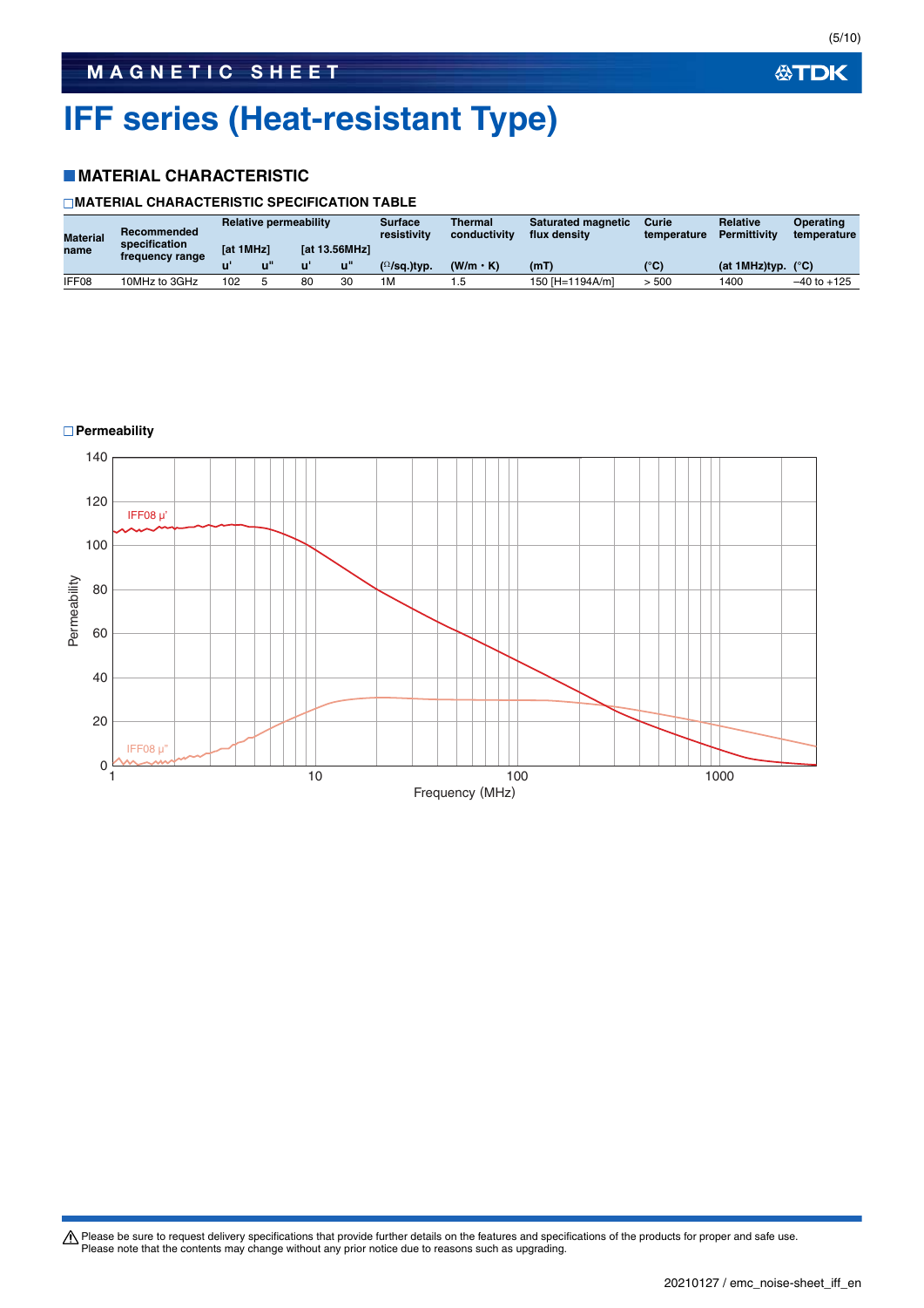# IFF series (Heat-resistant Type)

## MATERIAL CHARACTERISTIC

### MATERIAL CHARACTERISTIC SPECIFICATION TABLE

| Material name | Recommended specification frequency range | Relative permeability | | | | Surface resistivity | Thermal conductivity | Saturated magnetic flux density | Curie temperature | Relative Permittivity | Operating temperature |
|---|---|---|---|---|---|---|---|---|---|---|---|
| | | [at 1MHz] | | [at 13.56MHz] | | | | | | | |
| | | u' | u" | u' | u" | (Ω/sq.)typ. | (W/m・K) | (mT) | (°C) | (at 1MHz)typ. | (°C) |
| IFF08 | 10MHz to 3GHz | 102 | 5 | 80 | 30 | 1M | 1.5 | 150 [H=1194A/m] | > 500 | 1400 | −40 to +125 |

### Permeability

Graph: Permeability vs. Frequency (MHz), curves IFF08 μ' and IFF08 μ"; y-axis 0 to 140, x-axis 1 to 1000 (log scale).

Please be sure to request delivery specifications that provide further details on the features and specifications of the products for proper and safe use.
Please note that the contents may change without any prior notice due to reasons such as upgrading.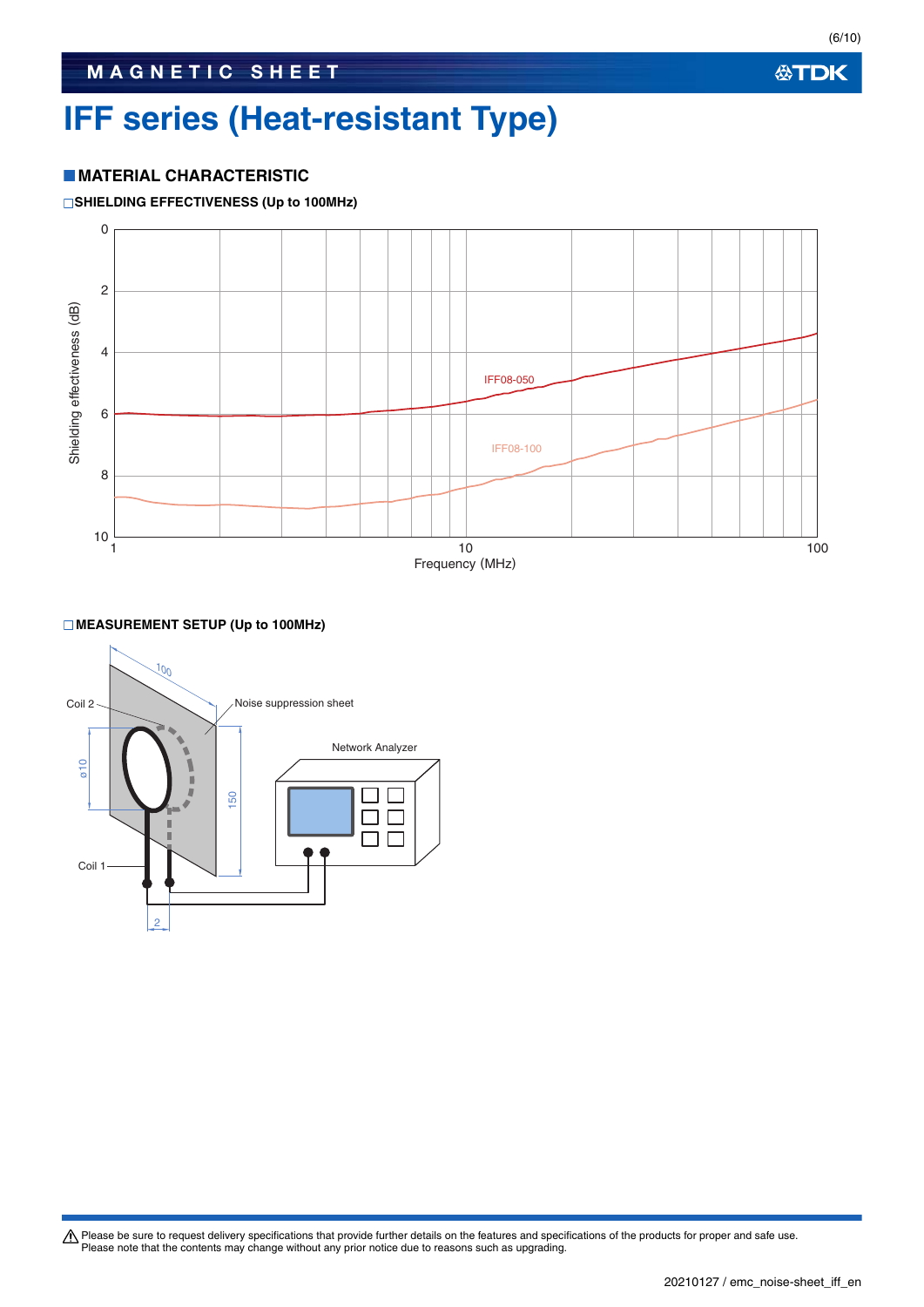# IFF series (Heat-resistant Type)

## MATERIAL CHARACTERISTIC

### SHIELDING EFFECTIVENESS (Up to 100MHz)

### MEASUREMENT SETUP (Up to 100MHz)

⚠ Please be sure to request delivery specifications that provide further details on the features and specifications of the products for proper and safe use.
Please note that the contents may change without any prior notice due to reasons such as upgrading.

20210127 / emc_noise-sheet_iff_en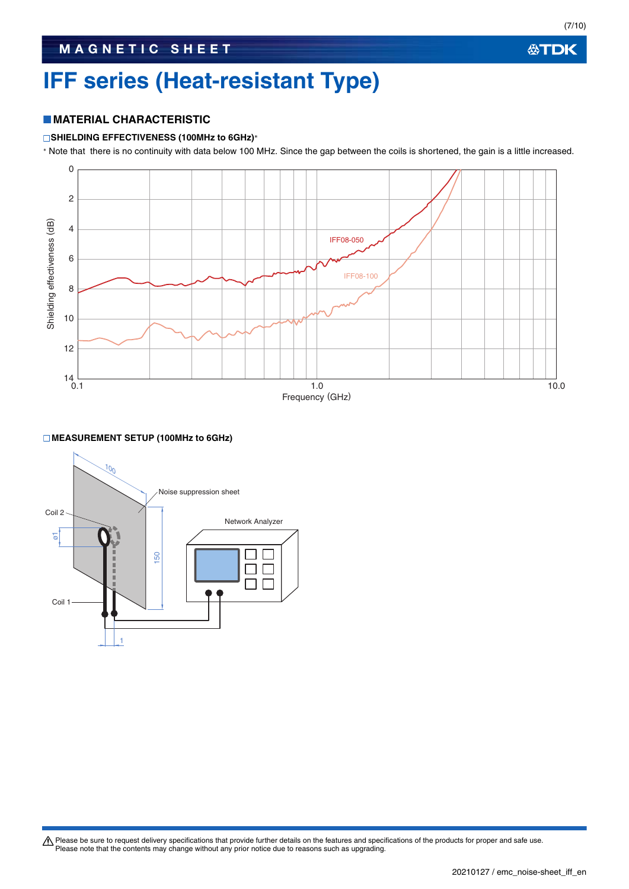# IFF series (Heat-resistant Type)

## MATERIAL CHARACTERISTIC

### SHIELDING EFFECTIVENESS (100MHz to 6GHz)*

* Note that there is no continuity with data below 100 MHz. Since the gap between the coils is shortened, the gain is a little increased.

### MEASUREMENT SETUP (100MHz to 6GHz)

⚠ Please be sure to request delivery specifications that provide further details on the features and specifications of the products for proper and safe use.
Please note that the contents may change without any prior notice due to reasons such as upgrading.

20210127 / emc_noise-sheet_iff_en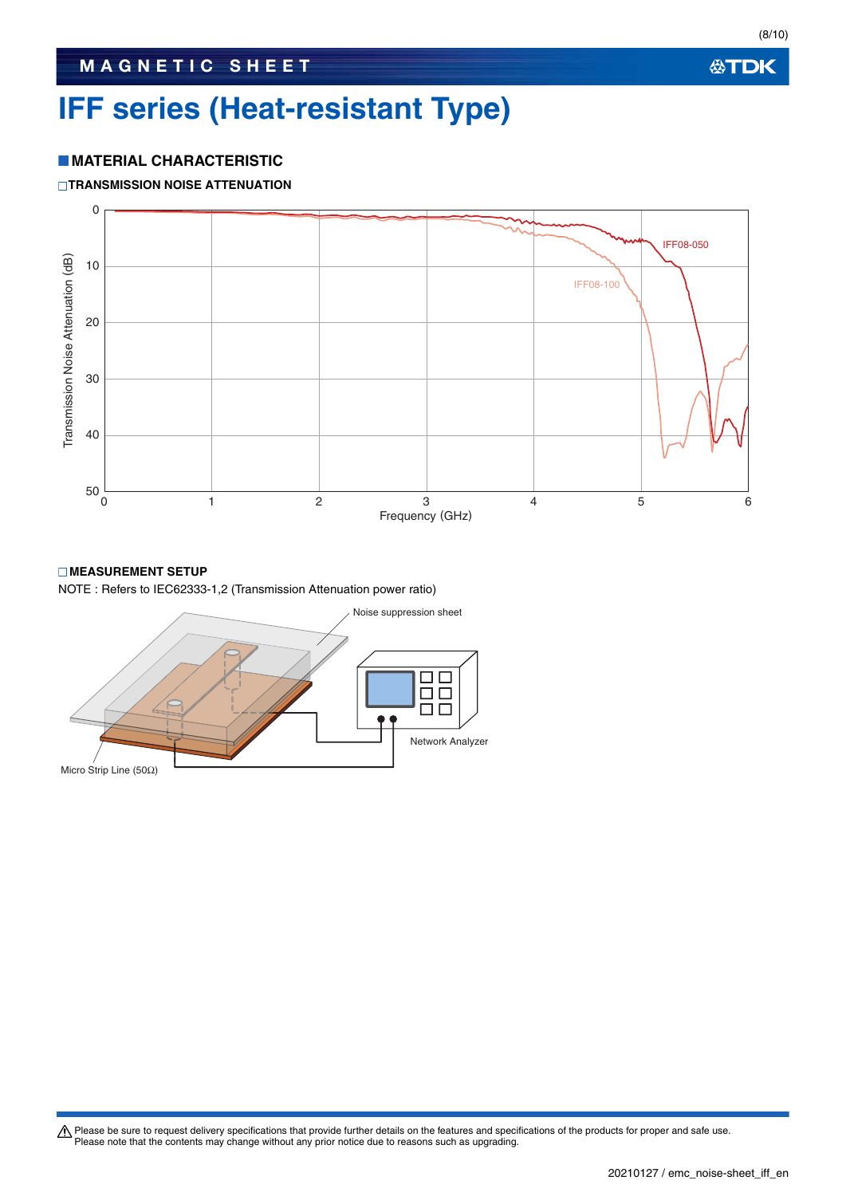# IFF series (Heat-resistant Type)

## ■ MATERIAL CHARACTERISTIC

### □ TRANSMISSION NOISE ATTENUATION

### □ MEASUREMENT SETUP

NOTE : Refers to IEC62333-1,2 (Transmission Attenuation power ratio)

⚠ Please be sure to request delivery specifications that provide further details on the features and specifications of the products for proper and safe use.
Please note that the contents may change without any prior notice due to reasons such as upgrading.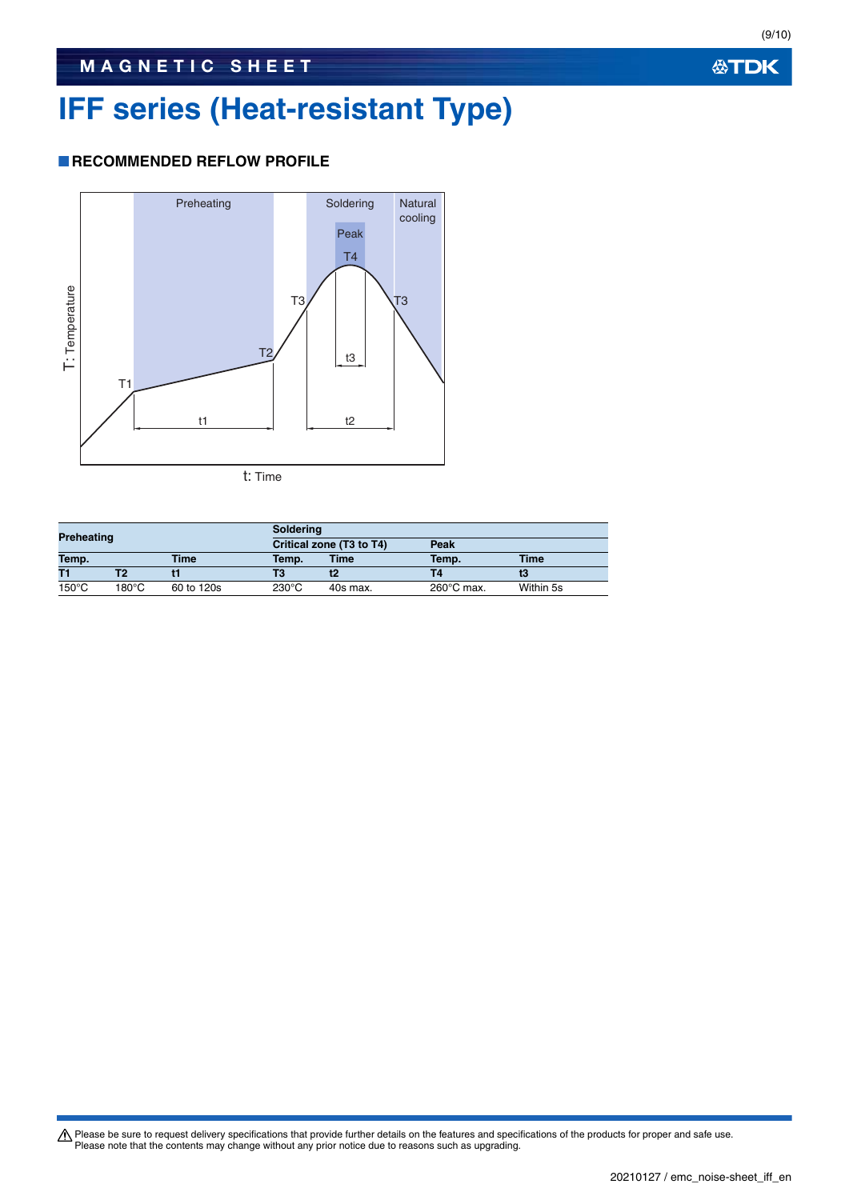# IFF series (Heat-resistant Type)

## RECOMMENDED REFLOW PROFILE

Preheating | Soldering | Natural cooling | Peak | T4 | T3 | T3 | T2 | T1 | t1 | t2 | t3 | T: Temperature | t: Time

| Preheating | | | Soldering | | | |
|---|---|---|---|---|---|---|
| | | | Critical zone (T3 to T4) | | Peak | |
| Temp. | | Time | Temp. | Time | Temp. | Time |
| T1 | T2 | t1 | T3 | t2 | T4 | t3 |
| 150°C | 180°C | 60 to 120s | 230°C | 40s max. | 260°C max. | Within 5s |

⚠ Please be sure to request delivery specifications that provide further details on the features and specifications of the products for proper and safe use.
Please note that the contents may change without any prior notice due to reasons such as upgrading.

20210127 / emc_noise-sheet_iff_en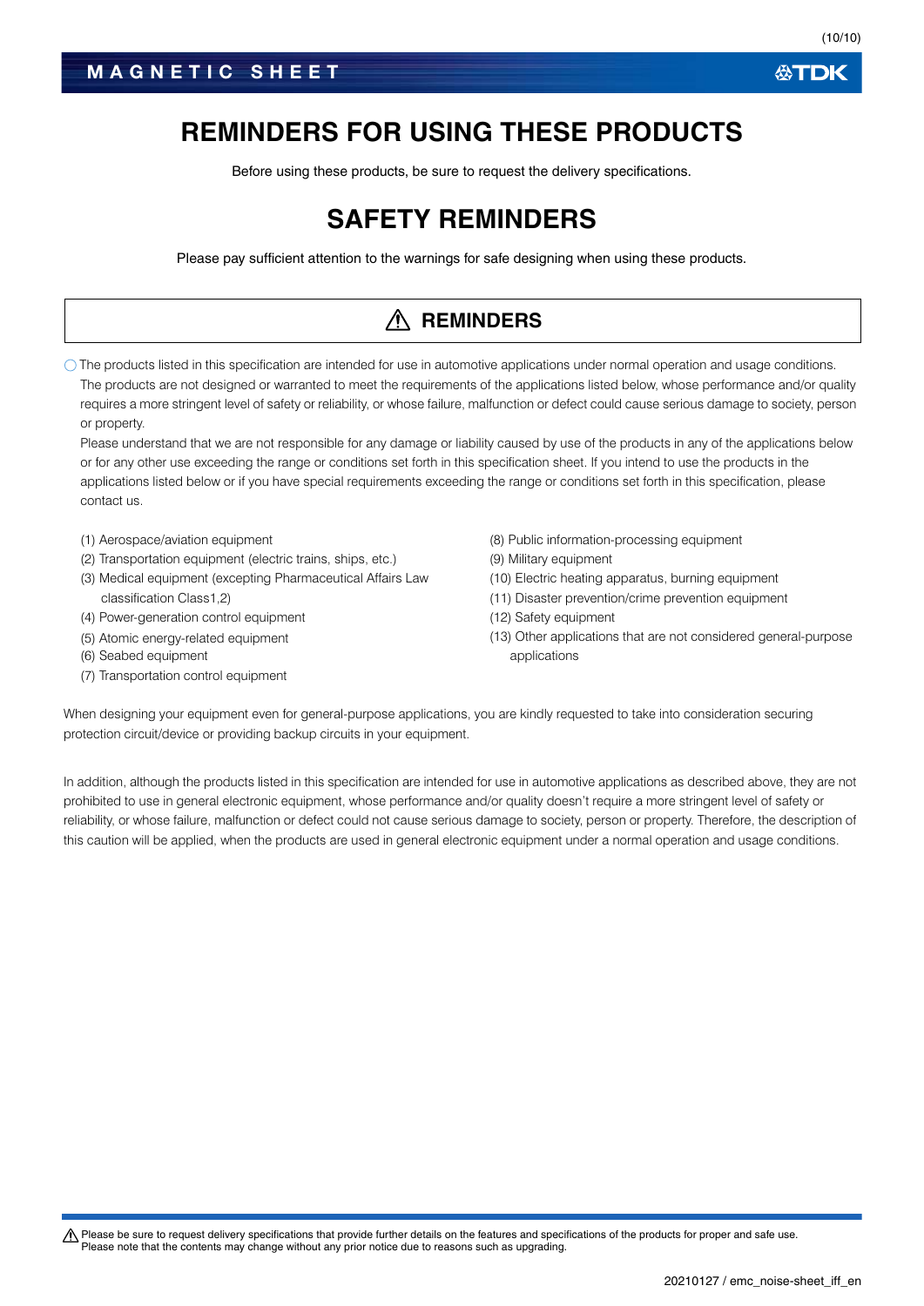# REMINDERS FOR USING THESE PRODUCTS

Before using these products, be sure to request the delivery specifications.

# SAFETY REMINDERS

Please pay sufficient attention to the warnings for safe designing when using these products.

## ⚠ REMINDERS

○ The products listed in this specification are intended for use in automotive applications under normal operation and usage conditions.
The products are not designed or warranted to meet the requirements of the applications listed below, whose performance and/or quality requires a more stringent level of safety or reliability, or whose failure, malfunction or defect could cause serious damage to society, person or property.
Please understand that we are not responsible for any damage or liability caused by use of the products in any of the applications below or for any other use exceeding the range or conditions set forth in this specification sheet. If you intend to use the products in the applications listed below or if you have special requirements exceeding the range or conditions set forth in this specification, please contact us.

(1) Aerospace/aviation equipment
(2) Transportation equipment (electric trains, ships, etc.)
(3) Medical equipment (excepting Pharmaceutical Affairs Law classification Class1,2)
(4) Power-generation control equipment
(5) Atomic energy-related equipment
(6) Seabed equipment
(7) Transportation control equipment
(8) Public information-processing equipment
(9) Military equipment
(10) Electric heating apparatus, burning equipment
(11) Disaster prevention/crime prevention equipment
(12) Safety equipment
(13) Other applications that are not considered general-purpose applications

When designing your equipment even for general-purpose applications, you are kindly requested to take into consideration securing protection circuit/device or providing backup circuits in your equipment.

In addition, although the products listed in this specification are intended for use in automotive applications as described above, they are not prohibited to use in general electronic equipment, whose performance and/or quality doesn't require a more stringent level of safety or reliability, or whose failure, malfunction or defect could not cause serious damage to society, person or property. Therefore, the description of this caution will be applied, when the products are used in general electronic equipment under a normal operation and usage conditions.

⚠ Please be sure to request delivery specifications that provide further details on the features and specifications of the products for proper and safe use.
Please note that the contents may change without any prior notice due to reasons such as upgrading.

20210127 / emc_noise-sheet_iff_en